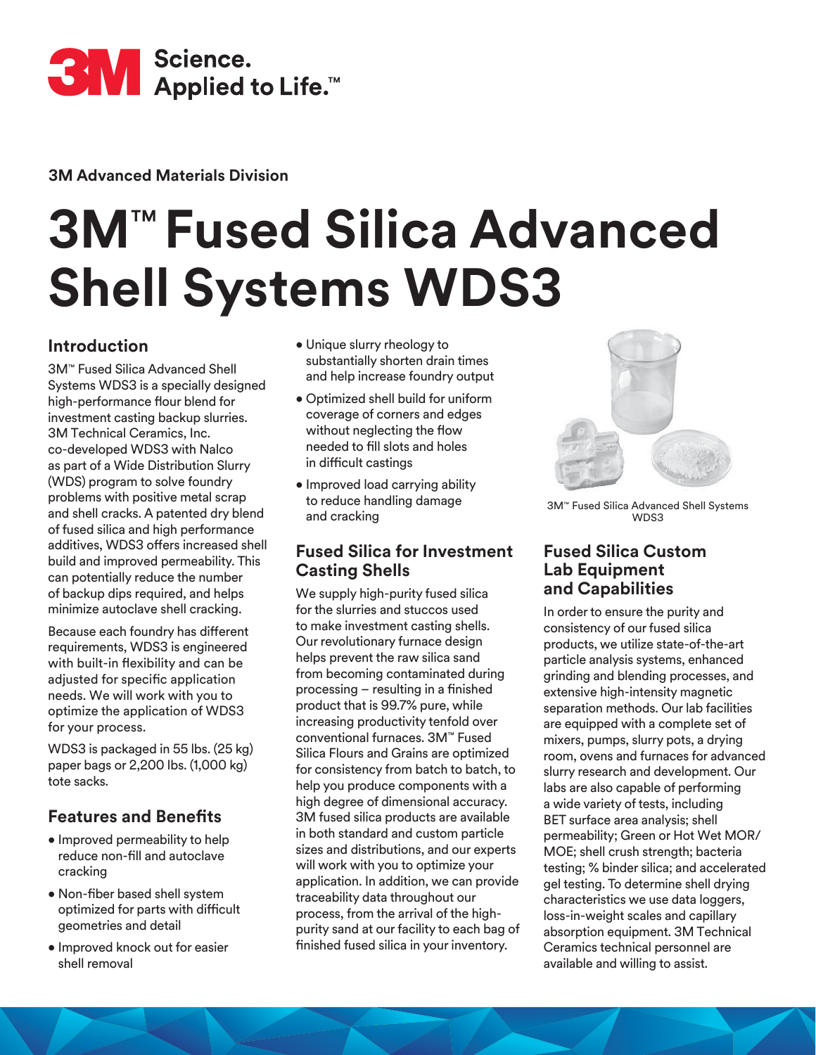3M Science. Applied to Life.™

**3M Advanced Materials Division**

# 3M™ Fused Silica Advanced Shell Systems WDS3

## Introduction

3M™ Fused Silica Advanced Shell Systems WDS3 is a specially designed high-performance flour blend for investment casting backup slurries. 3M Technical Ceramics, Inc. co-developed WDS3 with Nalco as part of a Wide Distribution Slurry (WDS) program to solve foundry problems with positive metal scrap and shell cracks. A patented dry blend of fused silica and high performance additives, WDS3 offers increased shell build and improved permeability. This can potentially reduce the number of backup dips required, and helps minimize autoclave shell cracking.

Because each foundry has different requirements, WDS3 is engineered with built-in flexibility and can be adjusted for specific application needs. We will work with you to optimize the application of WDS3 for your process.

WDS3 is packaged in 55 lbs. (25 kg) paper bags or 2,200 lbs. (1,000 kg) tote sacks.

## Features and Benefits

- Improved permeability to help reduce non-fill and autoclave cracking
- Non-fiber based shell system optimized for parts with difficult geometries and detail
- Improved knock out for easier shell removal
- Unique slurry rheology to substantially shorten drain times and help increase foundry output
- Optimized shell build for uniform coverage of corners and edges without neglecting the flow needed to fill slots and holes in difficult castings
- Improved load carrying ability to reduce handling damage and cracking

## Fused Silica for Investment Casting Shells

We supply high-purity fused silica for the slurries and stuccos used to make investment casting shells. Our revolutionary furnace design helps prevent the raw silica sand from becoming contaminated during processing – resulting in a finished product that is 99.7% pure, while increasing productivity tenfold over conventional furnaces. 3M™ Fused Silica Flours and Grains are optimized for consistency from batch to batch, to help you produce components with a high degree of dimensional accuracy. 3M fused silica products are available in both standard and custom particle sizes and distributions, and our experts will work with you to optimize your application. In addition, we can provide traceability data throughout our process, from the arrival of the high-purity sand at our facility to each bag of finished fused silica in your inventory.

3M™ Fused Silica Advanced Shell Systems WDS3

## Fused Silica Custom Lab Equipment and Capabilities

In order to ensure the purity and consistency of our fused silica products, we utilize state-of-the-art particle analysis systems, enhanced grinding and blending processes, and extensive high-intensity magnetic separation methods. Our lab facilities are equipped with a complete set of mixers, pumps, slurry pots, a drying room, ovens and furnaces for advanced slurry research and development. Our labs are also capable of performing a wide variety of tests, including BET surface area analysis; shell permeability; Green or Hot Wet MOR/MOE; shell crush strength; bacteria testing; % binder silica; and accelerated gel testing. To determine shell drying characteristics we use data loggers, loss-in-weight scales and capillary absorption equipment. 3M Technical Ceramics technical personnel are available and willing to assist.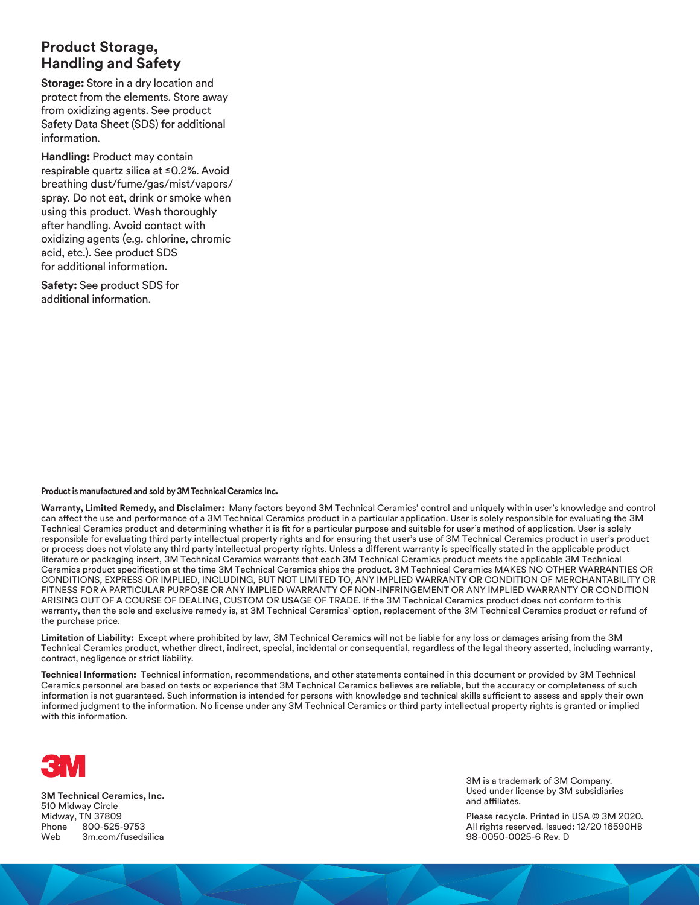## Product Storage, Handling and Safety

**Storage:** Store in a dry location and protect from the elements. Store away from oxidizing agents. See product Safety Data Sheet (SDS) for additional information.

**Handling:** Product may contain respirable quartz silica at ≤0.2%. Avoid breathing dust/fume/gas/mist/vapors/spray. Do not eat, drink or smoke when using this product. Wash thoroughly after handling. Avoid contact with oxidizing agents (e.g. chlorine, chromic acid, etc.). See product SDS for additional information.

**Safety:** See product SDS for additional information.

**Product is manufactured and sold by 3M Technical Ceramics Inc.**

**Warranty, Limited Remedy, and Disclaimer:** Many factors beyond 3M Technical Ceramics' control and uniquely within user's knowledge and control can affect the use and performance of a 3M Technical Ceramics product in a particular application. User is solely responsible for evaluating the 3M Technical Ceramics product and determining whether it is fit for a particular purpose and suitable for user's method of application. User is solely responsible for evaluating third party intellectual property rights and for ensuring that user's use of 3M Technical Ceramics product in user's product or process does not violate any third party intellectual property rights. Unless a different warranty is specifically stated in the applicable product literature or packaging insert, 3M Technical Ceramics warrants that each 3M Technical Ceramics product meets the applicable 3M Technical Ceramics product specification at the time 3M Technical Ceramics ships the product. 3M Technical Ceramics MAKES NO OTHER WARRANTIES OR CONDITIONS, EXPRESS OR IMPLIED, INCLUDING, BUT NOT LIMITED TO, ANY IMPLIED WARRANTY OR CONDITION OF MERCHANTABILITY OR FITNESS FOR A PARTICULAR PURPOSE OR ANY IMPLIED WARRANTY OF NON-INFRINGEMENT OR ANY IMPLIED WARRANTY OR CONDITION ARISING OUT OF A COURSE OF DEALING, CUSTOM OR USAGE OF TRADE. If the 3M Technical Ceramics product does not conform to this warranty, then the sole and exclusive remedy is, at 3M Technical Ceramics' option, replacement of the 3M Technical Ceramics product or refund of the purchase price.

**Limitation of Liability:** Except where prohibited by law, 3M Technical Ceramics will not be liable for any loss or damages arising from the 3M Technical Ceramics product, whether direct, indirect, special, incidental or consequential, regardless of the legal theory asserted, including warranty, contract, negligence or strict liability.

**Technical Information:** Technical information, recommendations, and other statements contained in this document or provided by 3M Technical Ceramics personnel are based on tests or experience that 3M Technical Ceramics believes are reliable, but the accuracy or completeness of such information is not guaranteed. Such information is intended for persons with knowledge and technical skills sufficient to assess and apply their own informed judgment to the information. No license under any 3M Technical Ceramics or third party intellectual property rights is granted or implied with this information.

3M

**3M Technical Ceramics, Inc.**
510 Midway Circle
Midway, TN 37809
Phone 800-525-9753
Web 3m.com/fusedsilica

3M is a trademark of 3M Company. Used under license by 3M subsidiaries and affiliates.

Please recycle. Printed in USA © 3M 2020. All rights reserved. Issued: 12/20 16590HB
98-0050-0025-6 Rev. D